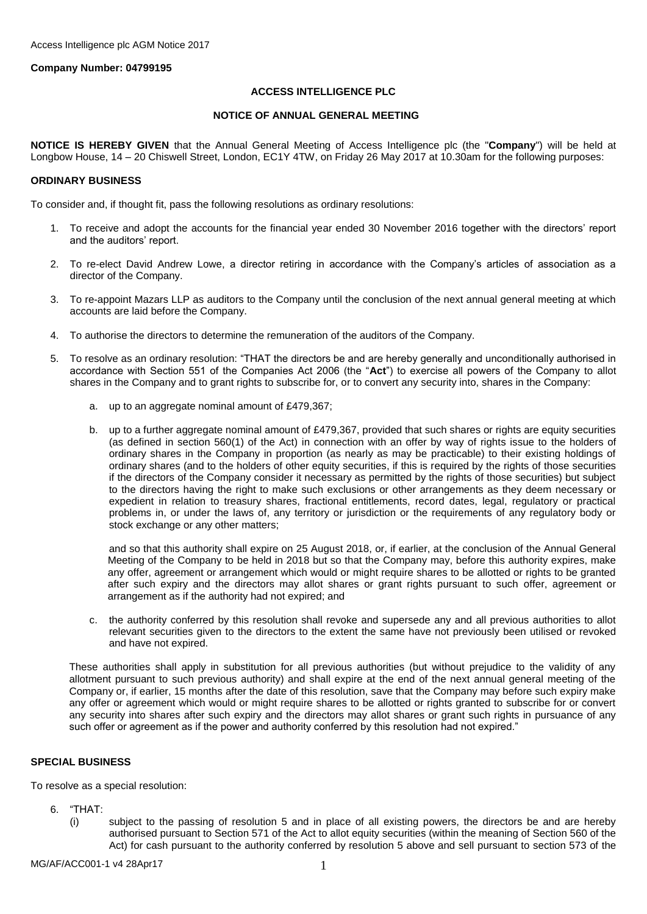**Company Number: 04799195**

## ACCESS INTELLIGENCE PLC

## NOTICE OF ANNUAL GENERAL MEETING

**NOTICE IS HEREBY GIVEN** that the Annual General Meeting of Access Intelligence plc (the "**Company**") will be held at Longbow House, 14 – 20 Chiswell Street, London, EC1Y 4TW, on Friday 26 May 2017 at 10.30am for the following purposes:

### ORDINARY BUSINESS

To consider and, if thought fit, pass the following resolutions as ordinary resolutions:

1. To receive and adopt the accounts for the financial year ended 30 November 2016 together with the directors' report and the auditors' report.

2. To re-elect David Andrew Lowe, a director retiring in accordance with the Company's articles of association as a director of the Company.

3. To re-appoint Mazars LLP as auditors to the Company until the conclusion of the next annual general meeting at which accounts are laid before the Company.

4. To authorise the directors to determine the remuneration of the auditors of the Company.

5. To resolve as an ordinary resolution: "THAT the directors be and are hereby generally and unconditionally authorised in accordance with Section 551 of the Companies Act 2006 (the "**Act**") to exercise all powers of the Company to allot shares in the Company and to grant rights to subscribe for, or to convert any security into, shares in the Company:

   a. up to an aggregate nominal amount of £479,367;

   b. up to a further aggregate nominal amount of £479,367, provided that such shares or rights are equity securities (as defined in section 560(1) of the Act) in connection with an offer by way of rights issue to the holders of ordinary shares in the Company in proportion (as nearly as may be practicable) to their existing holdings of ordinary shares (and to the holders of other equity securities, if this is required by the rights of those securities if the directors of the Company consider it necessary as permitted by the rights of those securities) but subject to the directors having the right to make such exclusions or other arrangements as they deem necessary or expedient in relation to treasury shares, fractional entitlements, record dates, legal, regulatory or practical problems in, or under the laws of, any territory or jurisdiction or the requirements of any regulatory body or stock exchange or any other matters;

   and so that this authority shall expire on 25 August 2018, or, if earlier, at the conclusion of the Annual General Meeting of the Company to be held in 2018 but so that the Company may, before this authority expires, make any offer, agreement or arrangement which would or might require shares to be allotted or rights to be granted after such expiry and the directors may allot shares or grant rights pursuant to such offer, agreement or arrangement as if the authority had not expired; and

   c. the authority conferred by this resolution shall revoke and supersede any and all previous authorities to allot relevant securities given to the directors to the extent the same have not previously been utilised or revoked and have not expired.

   These authorities shall apply in substitution for all previous authorities (but without prejudice to the validity of any allotment pursuant to such previous authority) and shall expire at the end of the next annual general meeting of the Company or, if earlier, 15 months after the date of this resolution, save that the Company may before such expiry make any offer or agreement which would or might require shares to be allotted or rights granted to subscribe for or convert any security into shares after such expiry and the directors may allot shares or grant such rights in pursuance of any such offer or agreement as if the power and authority conferred by this resolution had not expired."

### SPECIAL BUSINESS

To resolve as a special resolution:

6. "THAT:

   (i) subject to the passing of resolution 5 and in place of all existing powers, the directors be and are hereby authorised pursuant to Section 571 of the Act to allot equity securities (within the meaning of Section 560 of the Act) for cash pursuant to the authority conferred by resolution 5 above and sell pursuant to section 573 of the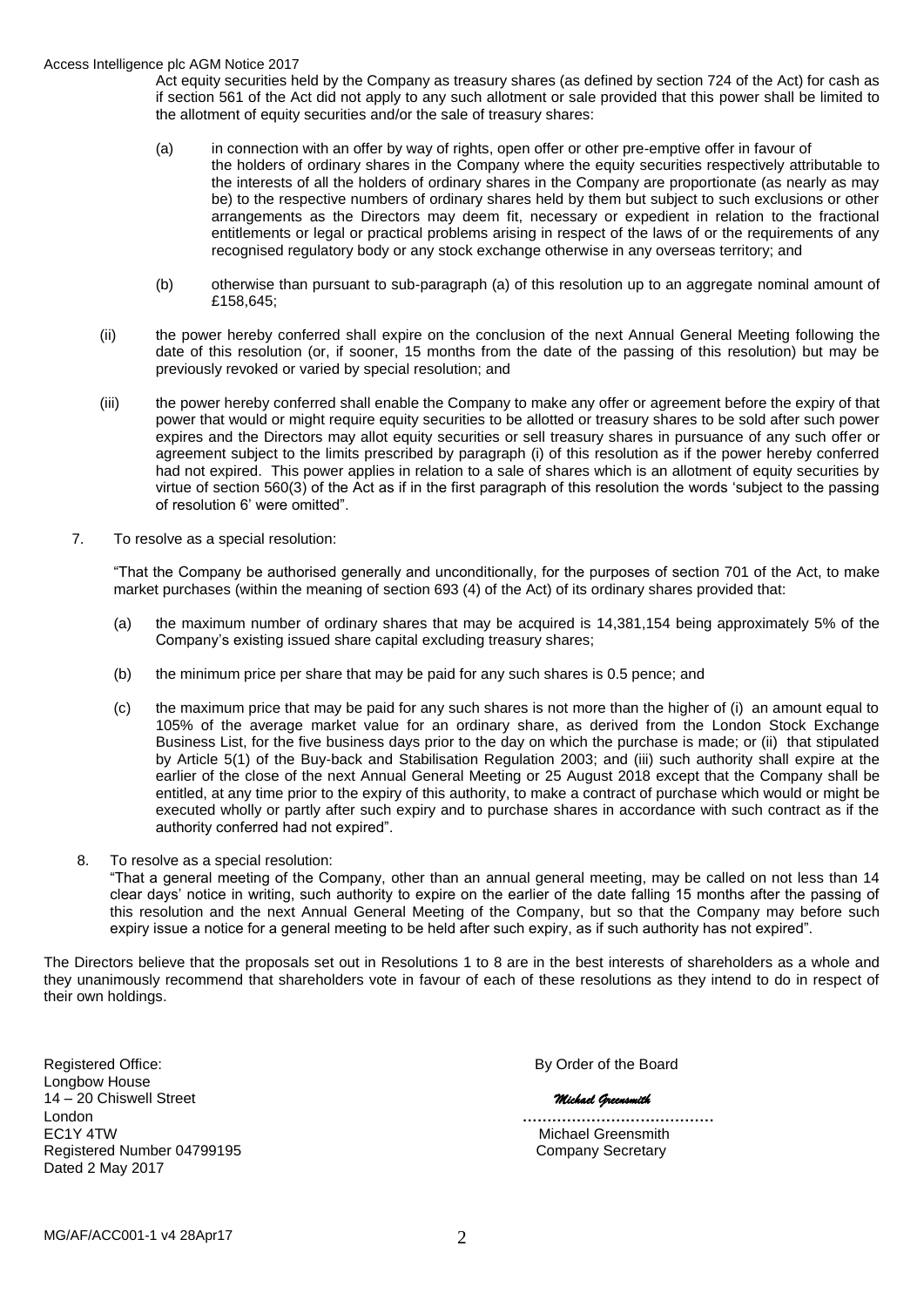Act equity securities held by the Company as treasury shares (as defined by section 724 of the Act) for cash as if section 561 of the Act did not apply to any such allotment or sale provided that this power shall be limited to the allotment of equity securities and/or the sale of treasury shares:

(a) in connection with an offer by way of rights, open offer or other pre-emptive offer in favour of the holders of ordinary shares in the Company where the equity securities respectively attributable to the interests of all the holders of ordinary shares in the Company are proportionate (as nearly as may be) to the respective numbers of ordinary shares held by them but subject to such exclusions or other arrangements as the Directors may deem fit, necessary or expedient in relation to the fractional entitlements or legal or practical problems arising in respect of the laws of or the requirements of any recognised regulatory body or any stock exchange otherwise in any overseas territory; and

(b) otherwise than pursuant to sub-paragraph (a) of this resolution up to an aggregate nominal amount of £158,645;

(ii) the power hereby conferred shall expire on the conclusion of the next Annual General Meeting following the date of this resolution (or, if sooner, 15 months from the date of the passing of this resolution) but may be previously revoked or varied by special resolution; and

(iii) the power hereby conferred shall enable the Company to make any offer or agreement before the expiry of that power that would or might require equity securities to be allotted or treasury shares to be sold after such power expires and the Directors may allot equity securities or sell treasury shares in pursuance of any such offer or agreement subject to the limits prescribed by paragraph (i) of this resolution as if the power hereby conferred had not expired. This power applies in relation to a sale of shares which is an allotment of equity securities by virtue of section 560(3) of the Act as if in the first paragraph of this resolution the words 'subject to the passing of resolution 6' were omitted".

7. To resolve as a special resolution:

"That the Company be authorised generally and unconditionally, for the purposes of section 701 of the Act, to make market purchases (within the meaning of section 693 (4) of the Act) of its ordinary shares provided that:

(a) the maximum number of ordinary shares that may be acquired is 14,381,154 being approximately 5% of the Company's existing issued share capital excluding treasury shares;

(b) the minimum price per share that may be paid for any such shares is 0.5 pence; and

(c) the maximum price that may be paid for any such shares is not more than the higher of (i) an amount equal to 105% of the average market value for an ordinary share, as derived from the London Stock Exchange Business List, for the five business days prior to the day on which the purchase is made; or (ii) that stipulated by Article 5(1) of the Buy-back and Stabilisation Regulation 2003; and (iii) such authority shall expire at the earlier of the close of the next Annual General Meeting or 25 August 2018 except that the Company shall be entitled, at any time prior to the expiry of this authority, to make a contract of purchase which would or might be executed wholly or partly after such expiry and to purchase shares in accordance with such contract as if the authority conferred had not expired".

8. To resolve as a special resolution:

"That a general meeting of the Company, other than an annual general meeting, may be called on not less than 14 clear days' notice in writing, such authority to expire on the earlier of the date falling 15 months after the passing of this resolution and the next Annual General Meeting of the Company, but so that the Company may before such expiry issue a notice for a general meeting to be held after such expiry, as if such authority has not expired".

The Directors believe that the proposals set out in Resolutions 1 to 8 are in the best interests of shareholders as a whole and they unanimously recommend that shareholders vote in favour of each of these resolutions as they intend to do in respect of their own holdings.

Registered Office:
Longbow House
14 – 20 Chiswell Street
London
EC1Y 4TW
Registered Number 04799195
Dated 2 May 2017

By Order of the Board

*Michael Greensmith*

…………………………………
Michael Greensmith
Company Secretary

MG/AF/ACC001-1 v4 28Apr17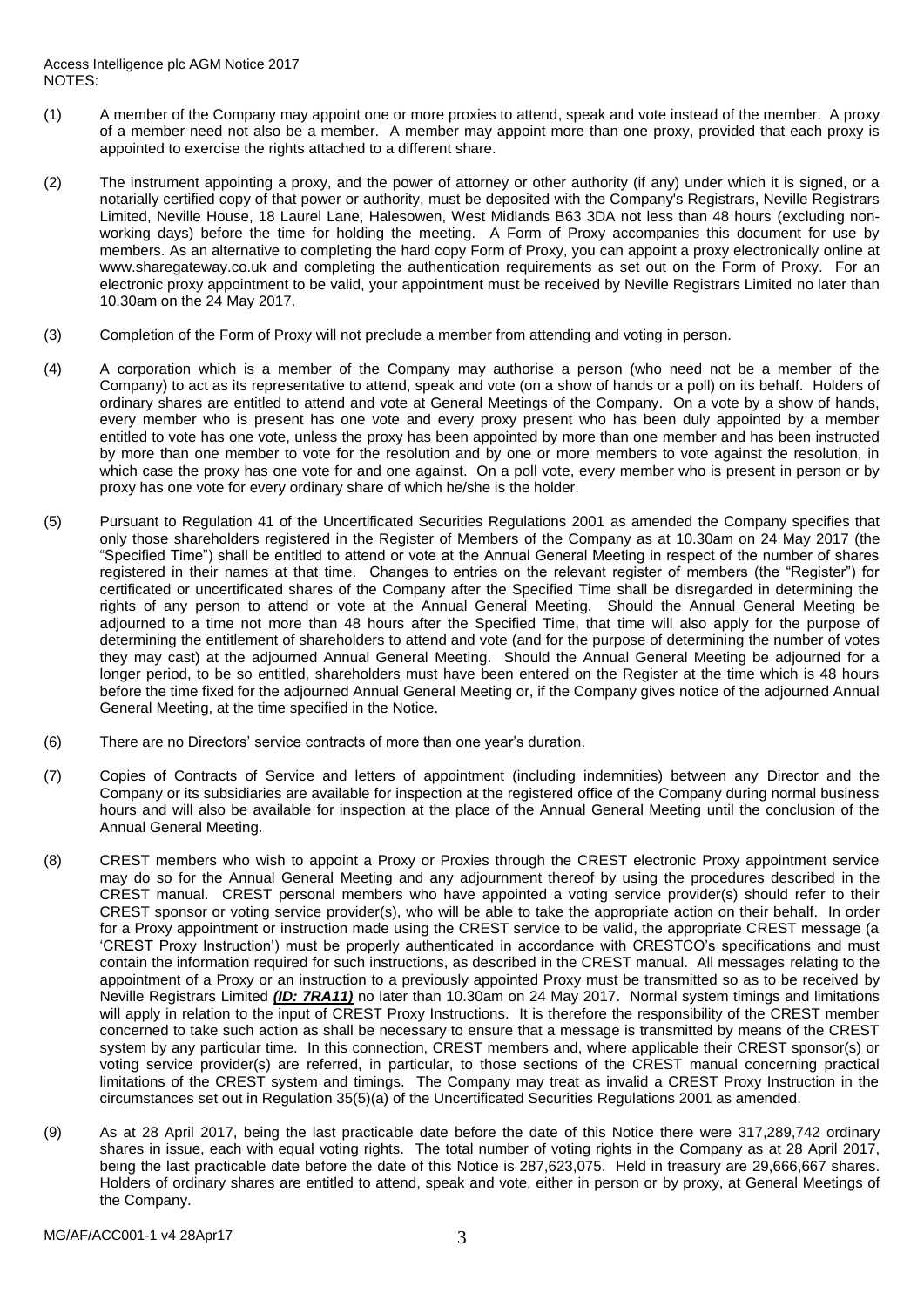NOTES:

(1) A member of the Company may appoint one or more proxies to attend, speak and vote instead of the member. A proxy of a member need not also be a member. A member may appoint more than one proxy, provided that each proxy is appointed to exercise the rights attached to a different share.

(2) The instrument appointing a proxy, and the power of attorney or other authority (if any) under which it is signed, or a notarially certified copy of that power or authority, must be deposited with the Company's Registrars, Neville Registrars Limited, Neville House, 18 Laurel Lane, Halesowen, West Midlands B63 3DA not less than 48 hours (excluding non-working days) before the time for holding the meeting. A Form of Proxy accompanies this document for use by members. As an alternative to completing the hard copy Form of Proxy, you can appoint a proxy electronically online at www.sharegateway.co.uk and completing the authentication requirements as set out on the Form of Proxy. For an electronic proxy appointment to be valid, your appointment must be received by Neville Registrars Limited no later than 10.30am on the 24 May 2017.

(3) Completion of the Form of Proxy will not preclude a member from attending and voting in person.

(4) A corporation which is a member of the Company may authorise a person (who need not be a member of the Company) to act as its representative to attend, speak and vote (on a show of hands or a poll) on its behalf. Holders of ordinary shares are entitled to attend and vote at General Meetings of the Company. On a vote by a show of hands, every member who is present has one vote and every proxy present who has been duly appointed by a member entitled to vote has one vote, unless the proxy has been appointed by more than one member and has been instructed by more than one member to vote for the resolution and by one or more members to vote against the resolution, in which case the proxy has one vote for and one against. On a poll vote, every member who is present in person or by proxy has one vote for every ordinary share of which he/she is the holder.

(5) Pursuant to Regulation 41 of the Uncertificated Securities Regulations 2001 as amended the Company specifies that only those shareholders registered in the Register of Members of the Company as at 10.30am on 24 May 2017 (the "Specified Time") shall be entitled to attend or vote at the Annual General Meeting in respect of the number of shares registered in their names at that time. Changes to entries on the relevant register of members (the "Register") for certificated or uncertificated shares of the Company after the Specified Time shall be disregarded in determining the rights of any person to attend or vote at the Annual General Meeting. Should the Annual General Meeting be adjourned to a time not more than 48 hours after the Specified Time, that time will also apply for the purpose of determining the entitlement of shareholders to attend and vote (and for the purpose of determining the number of votes they may cast) at the adjourned Annual General Meeting. Should the Annual General Meeting be adjourned for a longer period, to be so entitled, shareholders must have been entered on the Register at the time which is 48 hours before the time fixed for the adjourned Annual General Meeting or, if the Company gives notice of the adjourned Annual General Meeting, at the time specified in the Notice.

(6) There are no Directors' service contracts of more than one year's duration.

(7) Copies of Contracts of Service and letters of appointment (including indemnities) between any Director and the Company or its subsidiaries are available for inspection at the registered office of the Company during normal business hours and will also be available for inspection at the place of the Annual General Meeting until the conclusion of the Annual General Meeting.

(8) CREST members who wish to appoint a Proxy or Proxies through the CREST electronic Proxy appointment service may do so for the Annual General Meeting and any adjournment thereof by using the procedures described in the CREST manual. CREST personal members who have appointed a voting service provider(s) should refer to their CREST sponsor or voting service provider(s), who will be able to take the appropriate action on their behalf. In order for a Proxy appointment or instruction made using the CREST service to be valid, the appropriate CREST message (a 'CREST Proxy Instruction') must be properly authenticated in accordance with CRESTCO's specifications and must contain the information required for such instructions, as described in the CREST manual. All messages relating to the appointment of a Proxy or an instruction to a previously appointed Proxy must be transmitted so as to be received by Neville Registrars Limited ***(ID: 7RA11)*** no later than 10.30am on 24 May 2017. Normal system timings and limitations will apply in relation to the input of CREST Proxy Instructions. It is therefore the responsibility of the CREST member concerned to take such action as shall be necessary to ensure that a message is transmitted by means of the CREST system by any particular time. In this connection, CREST members and, where applicable their CREST sponsor(s) or voting service provider(s) are referred, in particular, to those sections of the CREST manual concerning practical limitations of the CREST system and timings. The Company may treat as invalid a CREST Proxy Instruction in the circumstances set out in Regulation 35(5)(a) of the Uncertificated Securities Regulations 2001 as amended.

(9) As at 28 April 2017, being the last practicable date before the date of this Notice there were 317,289,742 ordinary shares in issue, each with equal voting rights. The total number of voting rights in the Company as at 28 April 2017, being the last practicable date before the date of this Notice is 287,623,075. Held in treasury are 29,666,667 shares. Holders of ordinary shares are entitled to attend, speak and vote, either in person or by proxy, at General Meetings of the Company.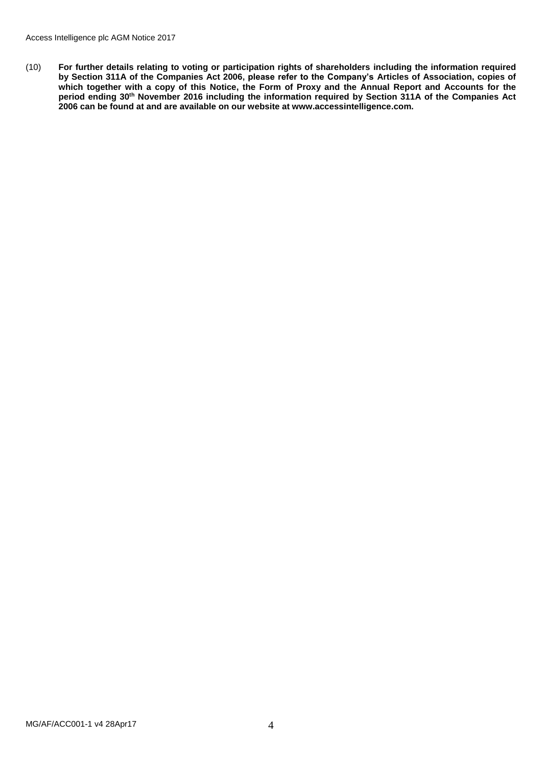(10) **For further details relating to voting or participation rights of shareholders including the information required by Section 311A of the Companies Act 2006, please refer to the Company's Articles of Association, copies of which together with a copy of this Notice, the Form of Proxy and the Annual Report and Accounts for the period ending 30th November 2016 including the information required by Section 311A of the Companies Act 2006 can be found at and are available on our website at www.accessintelligence.com.**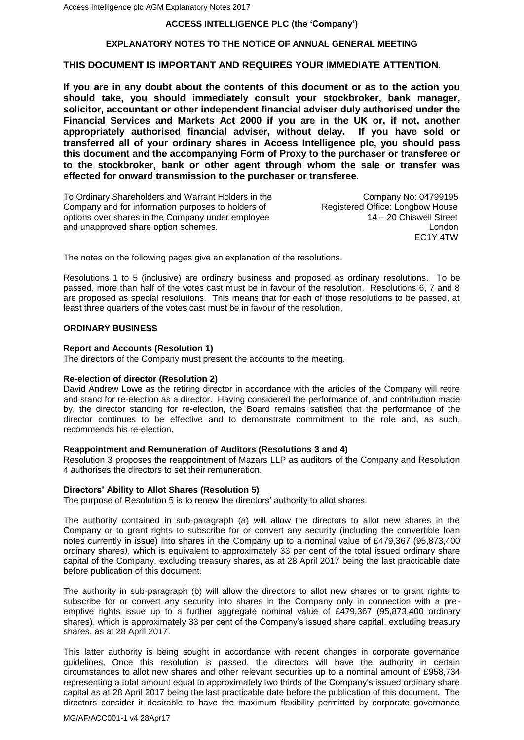**ACCESS INTELLIGENCE PLC (the 'Company')**

**EXPLANATORY NOTES TO THE NOTICE OF ANNUAL GENERAL MEETING**

**THIS DOCUMENT IS IMPORTANT AND REQUIRES YOUR IMMEDIATE ATTENTION.**

**If you are in any doubt about the contents of this document or as to the action you should take, you should immediately consult your stockbroker, bank manager, solicitor, accountant or other independent financial adviser duly authorised under the Financial Services and Markets Act 2000 if you are in the UK or, if not, another appropriately authorised financial adviser, without delay. If you have sold or transferred all of your ordinary shares in Access Intelligence plc, you should pass this document and the accompanying Form of Proxy to the purchaser or transferee or to the stockbroker, bank or other agent through whom the sale or transfer was effected for onward transmission to the purchaser or transferee.**

To Ordinary Shareholders and Warrant Holders in the Company and for information purposes to holders of options over shares in the Company under employee and unapproved share option schemes.

Company No: 04799195
Registered Office: Longbow House
14 – 20 Chiswell Street
London
EC1Y 4TW

The notes on the following pages give an explanation of the resolutions.

Resolutions 1 to 5 (inclusive) are ordinary business and proposed as ordinary resolutions. To be passed, more than half of the votes cast must be in favour of the resolution. Resolutions 6, 7 and 8 are proposed as special resolutions. This means that for each of those resolutions to be passed, at least three quarters of the votes cast must be in favour of the resolution.

**ORDINARY BUSINESS**

**Report and Accounts (Resolution 1)**
The directors of the Company must present the accounts to the meeting.

**Re-election of director (Resolution 2)**
David Andrew Lowe as the retiring director in accordance with the articles of the Company will retire and stand for re-election as a director. Having considered the performance of, and contribution made by, the director standing for re-election, the Board remains satisfied that the performance of the director continues to be effective and to demonstrate commitment to the role and, as such, recommends his re-election.

**Reappointment and Remuneration of Auditors (Resolutions 3 and 4)**
Resolution 3 proposes the reappointment of Mazars LLP as auditors of the Company and Resolution 4 authorises the directors to set their remuneration.

**Directors' Ability to Allot Shares (Resolution 5)**
The purpose of Resolution 5 is to renew the directors' authority to allot shares.

The authority contained in sub-paragraph (a) will allow the directors to allot new shares in the Company or to grant rights to subscribe for or convert any security (including the convertible loan notes currently in issue) into shares in the Company up to a nominal value of £479,367 (95,873,400 ordinary shares), which is equivalent to approximately 33 per cent of the total issued ordinary share capital of the Company, excluding treasury shares, as at 28 April 2017 being the last practicable date before publication of this document.

The authority in sub-paragraph (b) will allow the directors to allot new shares or to grant rights to subscribe for or convert any security into shares in the Company only in connection with a pre-emptive rights issue up to a further aggregate nominal value of £479,367 (95,873,400 ordinary shares), which is approximately 33 per cent of the Company's issued share capital, excluding treasury shares, as at 28 April 2017.

This latter authority is being sought in accordance with recent changes in corporate governance guidelines, Once this resolution is passed, the directors will have the authority in certain circumstances to allot new shares and other relevant securities up to a nominal amount of £958,734 representing a total amount equal to approximately two thirds of the Company's issued ordinary share capital as at 28 April 2017 being the last practicable date before the publication of this document. The directors consider it desirable to have the maximum flexibility permitted by corporate governance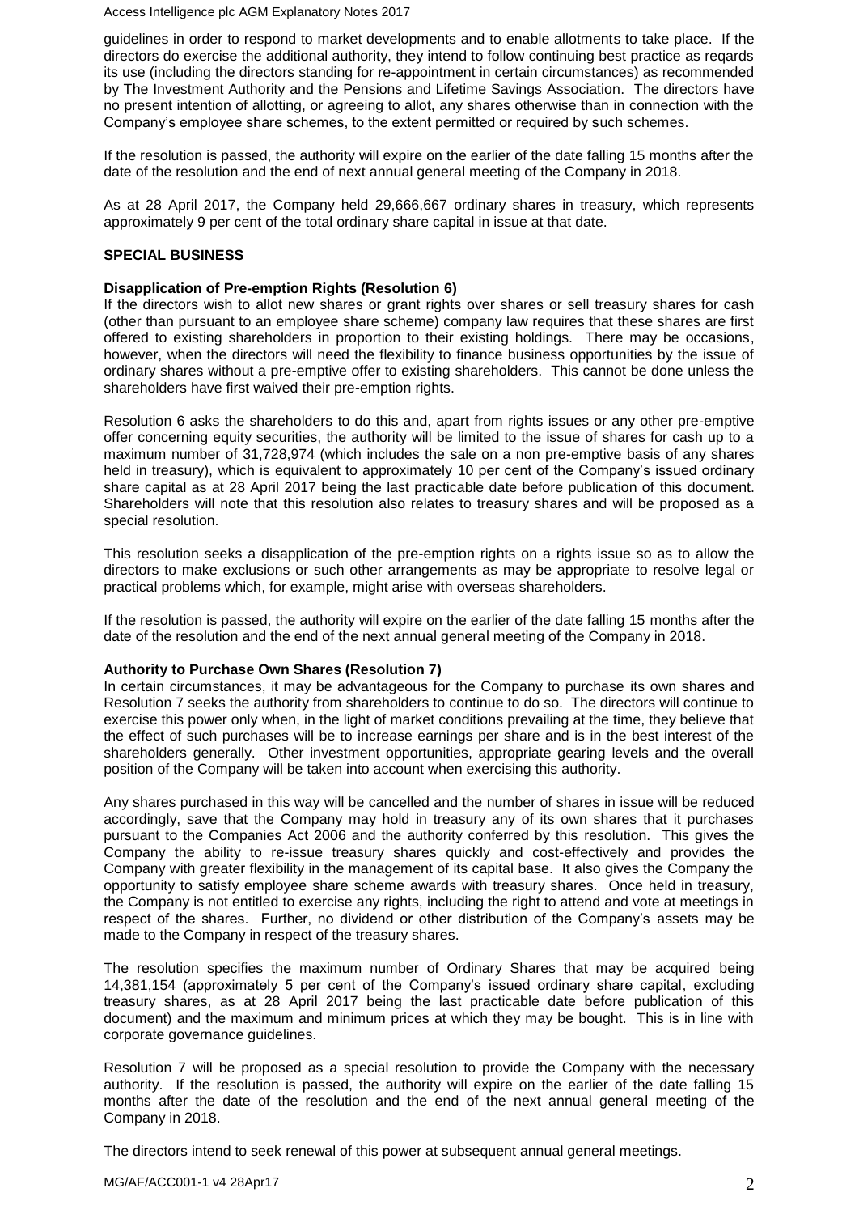guidelines in order to respond to market developments and to enable allotments to take place. If the directors do exercise the additional authority, they intend to follow continuing best practice as reqards its use (including the directors standing for re-appointment in certain circumstances) as recommended by The Investment Authority and the Pensions and Lifetime Savings Association. The directors have no present intention of allotting, or agreeing to allot, any shares otherwise than in connection with the Company's employee share schemes, to the extent permitted or required by such schemes.

If the resolution is passed, the authority will expire on the earlier of the date falling 15 months after the date of the resolution and the end of next annual general meeting of the Company in 2018.

As at 28 April 2017, the Company held 29,666,667 ordinary shares in treasury, which represents approximately 9 per cent of the total ordinary share capital in issue at that date.

## SPECIAL BUSINESS

### Disapplication of Pre-emption Rights (Resolution 6)

If the directors wish to allot new shares or grant rights over shares or sell treasury shares for cash (other than pursuant to an employee share scheme) company law requires that these shares are first offered to existing shareholders in proportion to their existing holdings. There may be occasions, however, when the directors will need the flexibility to finance business opportunities by the issue of ordinary shares without a pre-emptive offer to existing shareholders. This cannot be done unless the shareholders have first waived their pre-emption rights.

Resolution 6 asks the shareholders to do this and, apart from rights issues or any other pre-emptive offer concerning equity securities, the authority will be limited to the issue of shares for cash up to a maximum number of 31,728,974 (which includes the sale on a non pre-emptive basis of any shares held in treasury), which is equivalent to approximately 10 per cent of the Company's issued ordinary share capital as at 28 April 2017 being the last practicable date before publication of this document. Shareholders will note that this resolution also relates to treasury shares and will be proposed as a special resolution.

This resolution seeks a disapplication of the pre-emption rights on a rights issue so as to allow the directors to make exclusions or such other arrangements as may be appropriate to resolve legal or practical problems which, for example, might arise with overseas shareholders.

If the resolution is passed, the authority will expire on the earlier of the date falling 15 months after the date of the resolution and the end of the next annual general meeting of the Company in 2018.

### Authority to Purchase Own Shares (Resolution 7)

In certain circumstances, it may be advantageous for the Company to purchase its own shares and Resolution 7 seeks the authority from shareholders to continue to do so. The directors will continue to exercise this power only when, in the light of market conditions prevailing at the time, they believe that the effect of such purchases will be to increase earnings per share and is in the best interest of the shareholders generally. Other investment opportunities, appropriate gearing levels and the overall position of the Company will be taken into account when exercising this authority.

Any shares purchased in this way will be cancelled and the number of shares in issue will be reduced accordingly, save that the Company may hold in treasury any of its own shares that it purchases pursuant to the Companies Act 2006 and the authority conferred by this resolution. This gives the Company the ability to re-issue treasury shares quickly and cost-effectively and provides the Company with greater flexibility in the management of its capital base. It also gives the Company the opportunity to satisfy employee share scheme awards with treasury shares. Once held in treasury, the Company is not entitled to exercise any rights, including the right to attend and vote at meetings in respect of the shares. Further, no dividend or other distribution of the Company's assets may be made to the Company in respect of the treasury shares.

The resolution specifies the maximum number of Ordinary Shares that may be acquired being 14,381,154 (approximately 5 per cent of the Company's issued ordinary share capital, excluding treasury shares, as at 28 April 2017 being the last practicable date before publication of this document) and the maximum and minimum prices at which they may be bought. This is in line with corporate governance guidelines.

Resolution 7 will be proposed as a special resolution to provide the Company with the necessary authority. If the resolution is passed, the authority will expire on the earlier of the date falling 15 months after the date of the resolution and the end of the next annual general meeting of the Company in 2018.

The directors intend to seek renewal of this power at subsequent annual general meetings.

MG/AF/ACC001-1 v4 28Apr17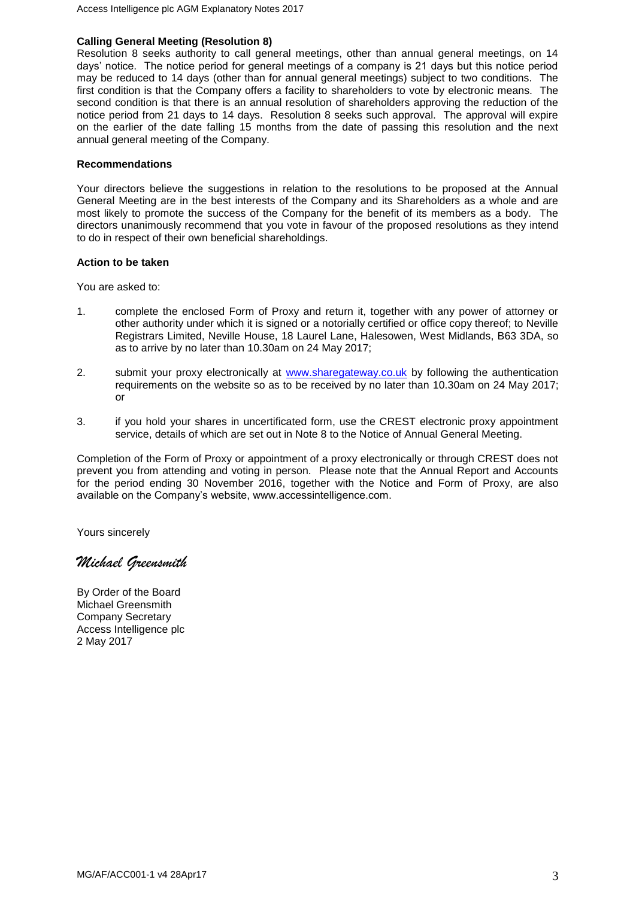**Calling General Meeting (Resolution 8)**

Resolution 8 seeks authority to call general meetings, other than annual general meetings, on 14 days' notice. The notice period for general meetings of a company is 21 days but this notice period may be reduced to 14 days (other than for annual general meetings) subject to two conditions. The first condition is that the Company offers a facility to shareholders to vote by electronic means. The second condition is that there is an annual resolution of shareholders approving the reduction of the notice period from 21 days to 14 days. Resolution 8 seeks such approval. The approval will expire on the earlier of the date falling 15 months from the date of passing this resolution and the next annual general meeting of the Company.

**Recommendations**

Your directors believe the suggestions in relation to the resolutions to be proposed at the Annual General Meeting are in the best interests of the Company and its Shareholders as a whole and are most likely to promote the success of the Company for the benefit of its members as a body. The directors unanimously recommend that you vote in favour of the proposed resolutions as they intend to do in respect of their own beneficial shareholdings.

**Action to be taken**

You are asked to:

1. complete the enclosed Form of Proxy and return it, together with any power of attorney or other authority under which it is signed or a notorially certified or office copy thereof; to Neville Registrars Limited, Neville House, 18 Laurel Lane, Halesowen, West Midlands, B63 3DA, so as to arrive by no later than 10.30am on 24 May 2017;
2. submit your proxy electronically at www.sharegateway.co.uk by following the authentication requirements on the website so as to be received by no later than 10.30am on 24 May 2017; or
3. if you hold your shares in uncertificated form, use the CREST electronic proxy appointment service, details of which are set out in Note 8 to the Notice of Annual General Meeting.

Completion of the Form of Proxy or appointment of a proxy electronically or through CREST does not prevent you from attending and voting in person. Please note that the Annual Report and Accounts for the period ending 30 November 2016, together with the Notice and Form of Proxy, are also available on the Company's website, www.accessintelligence.com.

Yours sincerely

*Michael Greensmith*

By Order of the Board
Michael Greensmith
Company Secretary
Access Intelligence plc
2 May 2017

MG/AF/ACC001-1 v4 28Apr17